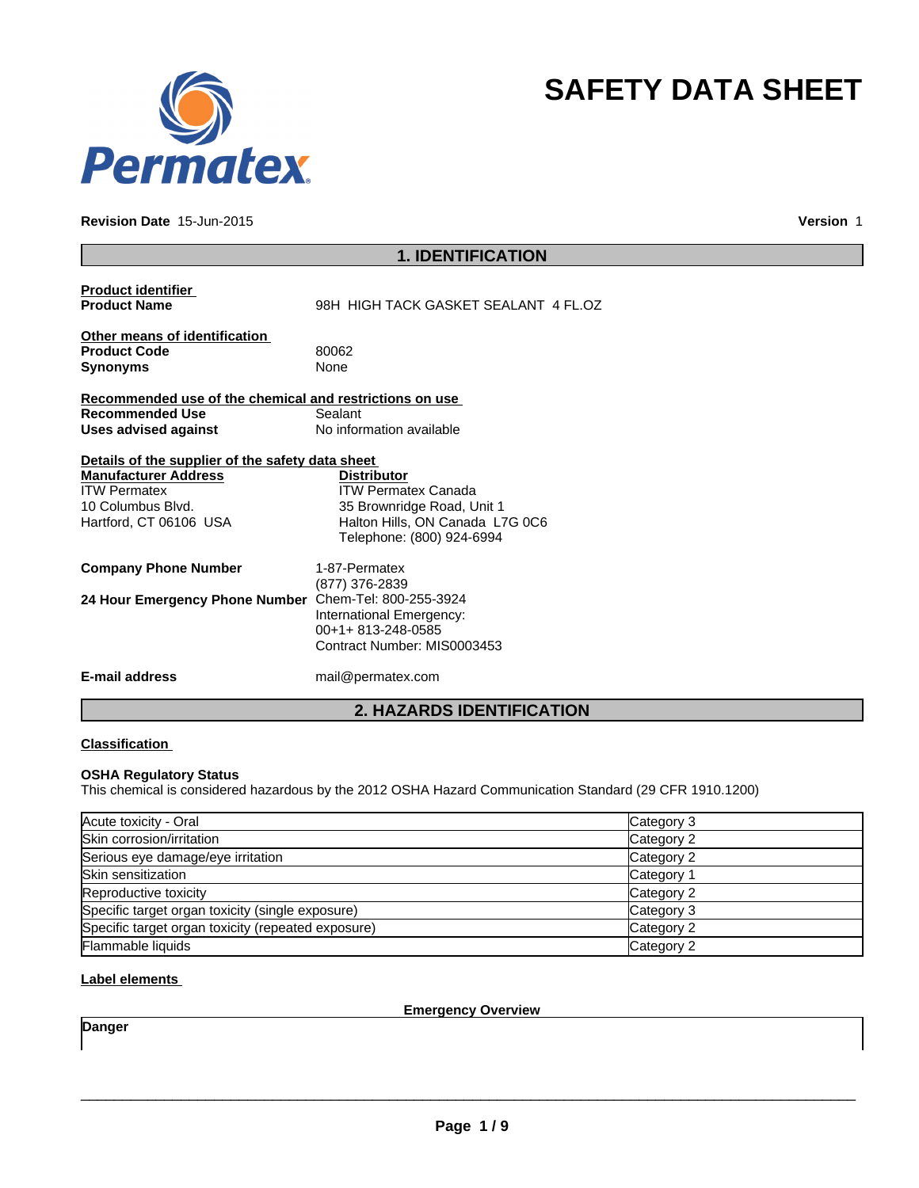# SAFETY DATA SHEET

**Revision Date** 15-Jun-2015 **Version** 1

## 1. IDENTIFICATION

**Product identifier**

**Product Name** 98H HIGH TACK GASKET SEALANT 4 FL.OZ

**Other means of identification**

**Product Code** 80062

**Synonyms** None

**Recommended use of the chemical and restrictions on use**

**Recommended Use** Sealant

**Uses advised against** No information available

**Details of the supplier of the safety data sheet**

**Manufacturer Address**
ITW Permatex
10 Columbus Blvd.
Hartford, CT 06106 USA

**Distributor**
ITW Permatex Canada
35 Brownridge Road, Unit 1
Halton Hills, ON Canada L7G 0C6
Telephone: (800) 924-6994

**Company Phone Number** 1-87-Permatex
(877) 376-2839

**24 Hour Emergency Phone Number** Chem-Tel: 800-255-3924
International Emergency:
00+1+ 813-248-0585
Contract Number: MIS0003453

**E-mail address** mail@permatex.com

## 2. HAZARDS IDENTIFICATION

**Classification**

**OSHA Regulatory Status**

This chemical is considered hazardous by the 2012 OSHA Hazard Communication Standard (29 CFR 1910.1200)

| | |
|---|---|
| Acute toxicity - Oral | Category 3 |
| Skin corrosion/irritation | Category 2 |
| Serious eye damage/eye irritation | Category 2 |
| Skin sensitization | Category 1 |
| Reproductive toxicity | Category 2 |
| Specific target organ toxicity (single exposure) | Category 3 |
| Specific target organ toxicity (repeated exposure) | Category 2 |
| Flammable liquids | Category 2 |

**Label elements**

**Emergency Overview**

**Danger**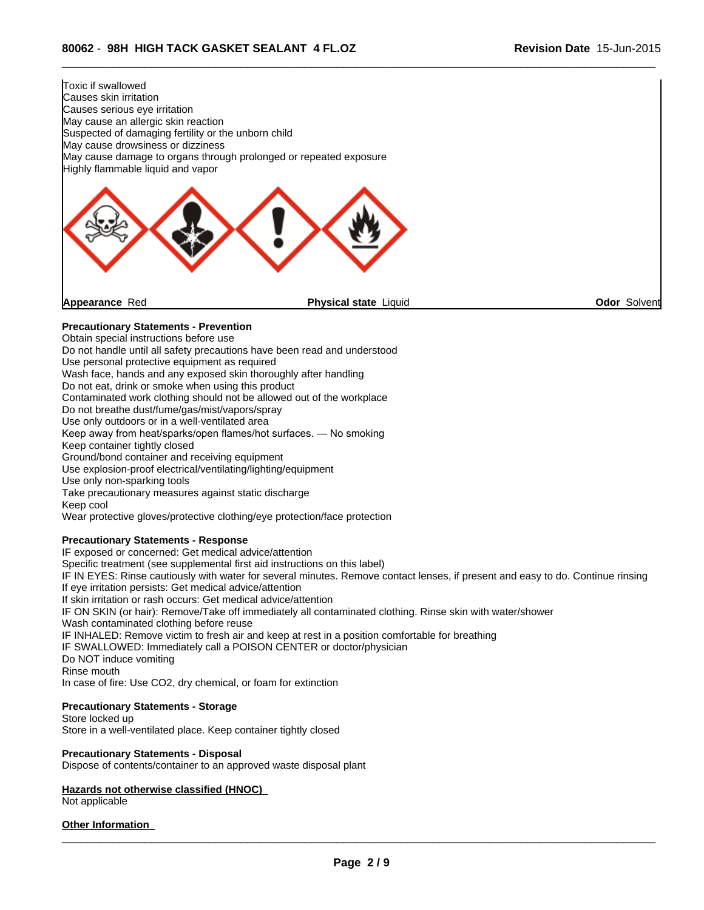Toxic if swallowed
Causes skin irritation
Causes serious eye irritation
May cause an allergic skin reaction
Suspected of damaging fertility or the unborn child
May cause drowsiness or dizziness
May cause damage to organs through prolonged or repeated exposure
Highly flammable liquid and vapor

| **Appearance** Red | **Physical state** Liquid | **Odor** Solvent |
|---|---|---|

**Precautionary Statements - Prevention**

Obtain special instructions before use
Do not handle until all safety precautions have been read and understood
Use personal protective equipment as required
Wash face, hands and any exposed skin thoroughly after handling
Do not eat, drink or smoke when using this product
Contaminated work clothing should not be allowed out of the workplace
Do not breathe dust/fume/gas/mist/vapors/spray
Use only outdoors or in a well-ventilated area
Keep away from heat/sparks/open flames/hot surfaces. — No smoking
Keep container tightly closed
Ground/bond container and receiving equipment
Use explosion-proof electrical/ventilating/lighting/equipment
Use only non-sparking tools
Take precautionary measures against static discharge
Keep cool
Wear protective gloves/protective clothing/eye protection/face protection

**Precautionary Statements - Response**

IF exposed or concerned: Get medical advice/attention
Specific treatment (see supplemental first aid instructions on this label)
IF IN EYES: Rinse cautiously with water for several minutes. Remove contact lenses, if present and easy to do. Continue rinsing
If eye irritation persists: Get medical advice/attention
If skin irritation or rash occurs: Get medical advice/attention
IF ON SKIN (or hair): Remove/Take off immediately all contaminated clothing. Rinse skin with water/shower
Wash contaminated clothing before reuse
IF INHALED: Remove victim to fresh air and keep at rest in a position comfortable for breathing
IF SWALLOWED: Immediately call a POISON CENTER or doctor/physician
Do NOT induce vomiting
Rinse mouth
In case of fire: Use CO2, dry chemical, or foam for extinction

**Precautionary Statements - Storage**

Store locked up
Store in a well-ventilated place. Keep container tightly closed

**Precautionary Statements - Disposal**

Dispose of contents/container to an approved waste disposal plant

**Hazards not otherwise classified (HNOC)**

Not applicable

**Other Information**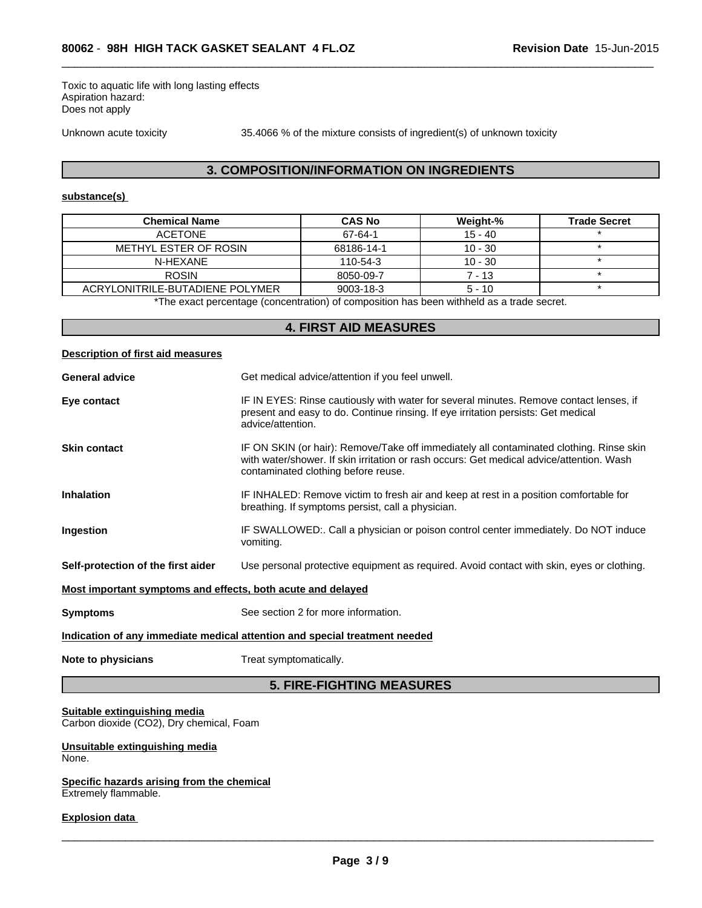Toxic to aquatic life with long lasting effects
Aspiration hazard:
Does not apply

Unknown acute toxicity 35.4066 % of the mixture consists of ingredient(s) of unknown toxicity

## 3. COMPOSITION/INFORMATION ON INGREDIENTS

**substance(s)**

| Chemical Name | CAS No | Weight-% | Trade Secret |
|---|---|---|---|
| ACETONE | 67-64-1 | 15 - 40 | * |
| METHYL ESTER OF ROSIN | 68186-14-1 | 10 - 30 | * |
| N-HEXANE | 110-54-3 | 10 - 30 | * |
| ROSIN | 8050-09-7 | 7 - 13 | * |
| ACRYLONITRILE-BUTADIENE POLYMER | 9003-18-3 | 5 - 10 | * |

*The exact percentage (concentration) of composition has been withheld as a trade secret.

## 4. FIRST AID MEASURES

**Description of first aid measures**

**General advice** Get medical advice/attention if you feel unwell.

**Eye contact** IF IN EYES: Rinse cautiously with water for several minutes. Remove contact lenses, if present and easy to do. Continue rinsing. If eye irritation persists: Get medical advice/attention.

**Skin contact** IF ON SKIN (or hair): Remove/Take off immediately all contaminated clothing. Rinse skin with water/shower. If skin irritation or rash occurs: Get medical advice/attention. Wash contaminated clothing before reuse.

**Inhalation** IF INHALED: Remove victim to fresh air and keep at rest in a position comfortable for breathing. If symptoms persist, call a physician.

**Ingestion** IF SWALLOWED:. Call a physician or poison control center immediately. Do NOT induce vomiting.

**Self-protection of the first aider** Use personal protective equipment as required. Avoid contact with skin, eyes or clothing.

**Most important symptoms and effects, both acute and delayed**

**Symptoms** See section 2 for more information.

**Indication of any immediate medical attention and special treatment needed**

**Note to physicians** Treat symptomatically.

## 5. FIRE-FIGHTING MEASURES

**Suitable extinguishing media**
Carbon dioxide ($CO_2$), Dry chemical, Foam

**Unsuitable extinguishing media**
None.

**Specific hazards arising from the chemical**
Extremely flammable.

**Explosion data**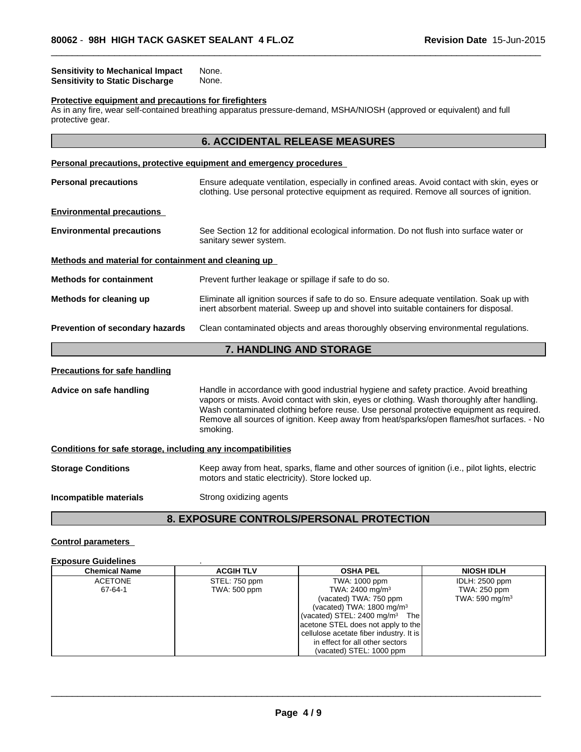**Sensitivity to Mechanical Impact** None.
**Sensitivity to Static Discharge** None.

**Protective equipment and precautions for firefighters**
As in any fire, wear self-contained breathing apparatus pressure-demand, MSHA/NIOSH (approved or equivalent) and full protective gear.

## 6. ACCIDENTAL RELEASE MEASURES

**Personal precautions, protective equipment and emergency procedures**

**Personal precautions** Ensure adequate ventilation, especially in confined areas. Avoid contact with skin, eyes or clothing. Use personal protective equipment as required. Remove all sources of ignition.

**Environmental precautions**

**Environmental precautions** See Section 12 for additional ecological information. Do not flush into surface water or sanitary sewer system.

**Methods and material for containment and cleaning up**

**Methods for containment** Prevent further leakage or spillage if safe to do so.

**Methods for cleaning up** Eliminate all ignition sources if safe to do so. Ensure adequate ventilation. Soak up with inert absorbent material. Sweep up and shovel into suitable containers for disposal.

**Prevention of secondary hazards** Clean contaminated objects and areas thoroughly observing environmental regulations.

## 7. HANDLING AND STORAGE

**Precautions for safe handling**

**Advice on safe handling** Handle in accordance with good industrial hygiene and safety practice. Avoid breathing vapors or mists. Avoid contact with skin, eyes or clothing. Wash thoroughly after handling. Wash contaminated clothing before reuse. Use personal protective equipment as required. Remove all sources of ignition. Keep away from heat/sparks/open flames/hot surfaces. - No smoking.

**Conditions for safe storage, including any incompatibilities**

**Storage Conditions** Keep away from heat, sparks, flame and other sources of ignition (i.e., pilot lights, electric motors and static electricity). Store locked up.

**Incompatible materials** Strong oxidizing agents

## 8. EXPOSURE CONTROLS/PERSONAL PROTECTION

**Control parameters**

**Exposure Guidelines** .

| Chemical Name | ACGIH TLV | OSHA PEL | NIOSH IDLH |
|---|---|---|---|
| ACETONE<br>67-64-1 | STEL: 750 ppm<br>TWA: 500 ppm | TWA: 1000 ppm<br>TWA: 2400 mg/m³<br>(vacated) TWA: 750 ppm<br>(vacated) TWA: 1800 mg/m³<br>(vacated) STEL: 2400 mg/m³ The acetone STEL does not apply to the cellulose acetate fiber industry. It is in effect for all other sectors<br>(vacated) STEL: 1000 ppm | IDLH: 2500 ppm<br>TWA: 250 ppm<br>TWA: 590 mg/m³ |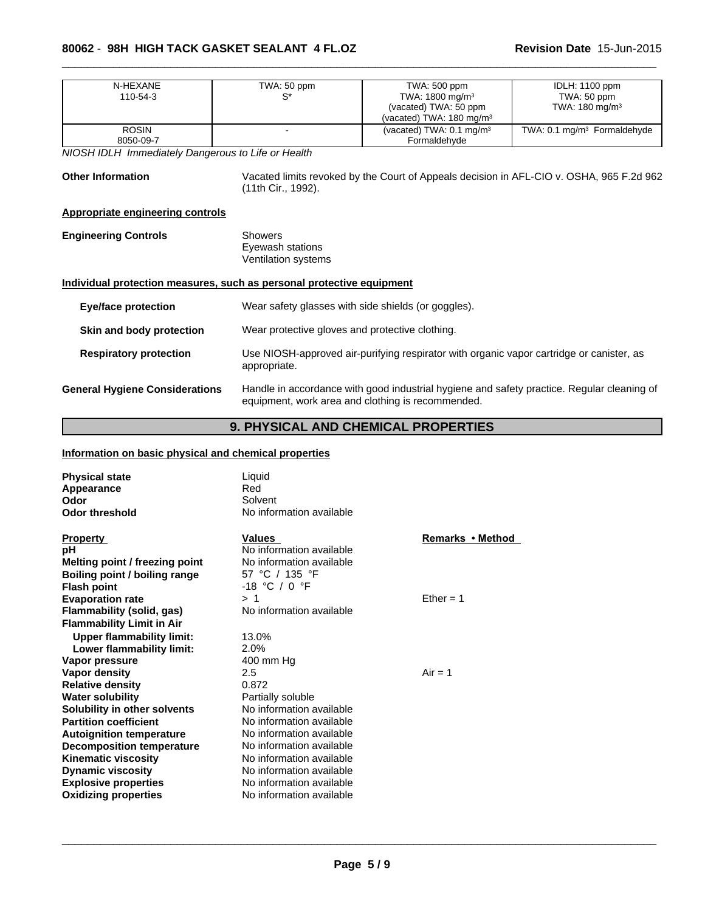| | | | |
|---|---|---|---|
| N-HEXANE<br>110-54-3 | TWA: 50 ppm<br>S* | TWA: 500 ppm<br>TWA: 1800 mg/m³<br>(vacated) TWA: 50 ppm<br>(vacated) TWA: 180 mg/m³ | IDLH: 1100 ppm<br>TWA: 50 ppm<br>TWA: 180 mg/m³ |
| ROSIN<br>8050-09-7 | - | (vacated) TWA: 0.1 mg/m³<br>Formaldehyde | TWA: 0.1 mg/m³ Formaldehyde |

*NIOSH IDLH Immediately Dangerous to Life or Health*

**Other Information** Vacated limits revoked by the Court of Appeals decision in AFL-CIO v. OSHA, 965 F.2d 962 (11th Cir., 1992).

**Appropriate engineering controls**

**Engineering Controls** Showers
Eyewash stations
Ventilation systems

**Individual protection measures, such as personal protective equipment**

**Eye/face protection** Wear safety glasses with side shields (or goggles).

**Skin and body protection** Wear protective gloves and protective clothing.

**Respiratory protection** Use NIOSH-approved air-purifying respirator with organic vapor cartridge or canister, as appropriate.

**General Hygiene Considerations** Handle in accordance with good industrial hygiene and safety practice. Regular cleaning of equipment, work area and clothing is recommended.

## 9. PHYSICAL AND CHEMICAL PROPERTIES

**Information on basic physical and chemical properties**

| | |
|---|---|
| **Physical state** | Liquid |
| **Appearance** | Red |
| **Odor** | Solvent |
| **Odor threshold** | No information available |

| Property | Values | Remarks • Method |
|---|---|---|
| **pH** | No information available | |
| **Melting point / freezing point** | No information available | |
| **Boiling point / boiling range** | 57 °C / 135 °F | |
| **Flash point** | -18 °C / 0 °F | |
| **Evaporation rate** | > 1 | Ether = 1 |
| **Flammability (solid, gas)** | No information available | |
| **Flammability Limit in Air** | | |
| **Upper flammability limit:** | 13.0% | |
| **Lower flammability limit:** | 2.0% | |
| **Vapor pressure** | 400 mm Hg | |
| **Vapor density** | 2.5 | Air = 1 |
| **Relative density** | 0.872 | |
| **Water solubility** | Partially soluble | |
| **Solubility in other solvents** | No information available | |
| **Partition coefficient** | No information available | |
| **Autoignition temperature** | No information available | |
| **Decomposition temperature** | No information available | |
| **Kinematic viscosity** | No information available | |
| **Dynamic viscosity** | No information available | |
| **Explosive properties** | No information available | |
| **Oxidizing properties** | No information available | |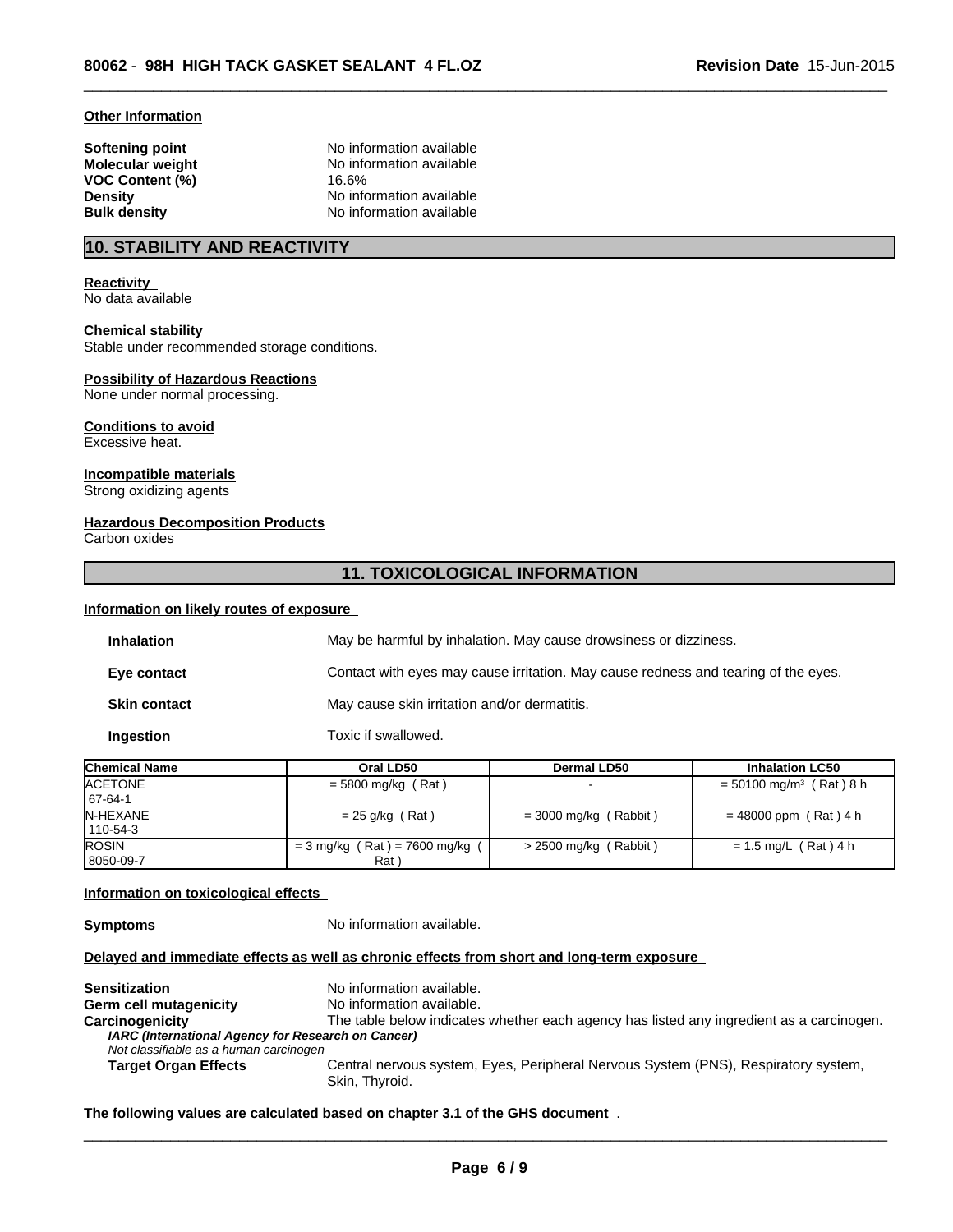**Other Information**

**Softening point** No information available
**Molecular weight** No information available
**VOC Content (%)** 16.6%
**Density** No information available
**Bulk density** No information available

## 10. STABILITY AND REACTIVITY

**Reactivity**
No data available

**Chemical stability**
Stable under recommended storage conditions.

**Possibility of Hazardous Reactions**
None under normal processing.

**Conditions to avoid**
Excessive heat.

**Incompatible materials**
Strong oxidizing agents

**Hazardous Decomposition Products**
Carbon oxides

## 11. TOXICOLOGICAL INFORMATION

**Information on likely routes of exposure**

**Inhalation** May be harmful by inhalation. May cause drowsiness or dizziness.

**Eye contact** Contact with eyes may cause irritation. May cause redness and tearing of the eyes.

**Skin contact** May cause skin irritation and/or dermatitis.

**Ingestion** Toxic if swallowed.

| Chemical Name | Oral LD50 | Dermal LD50 | Inhalation LC50 |
|---|---|---|---|
| ACETONE 67-64-1 | = 5800 mg/kg ( Rat ) | - | = 50100 mg/m³ ( Rat ) 8 h |
| N-HEXANE 110-54-3 | = 25 g/kg ( Rat ) | = 3000 mg/kg ( Rabbit ) | = 48000 ppm ( Rat ) 4 h |
| ROSIN 8050-09-7 | = 3 mg/kg ( Rat ) = 7600 mg/kg ( Rat ) | > 2500 mg/kg ( Rabbit ) | = 1.5 mg/L ( Rat ) 4 h |

**Information on toxicological effects**

**Symptoms** No information available.

**Delayed and immediate effects as well as chronic effects from short and long-term exposure**

**Sensitization** No information available.
**Germ cell mutagenicity** No information available.
**Carcinogenicity** The table below indicates whether each agency has listed any ingredient as a carcinogen.
***IARC (International Agency for Research on Cancer)***
*Not classifiable as a human carcinogen*
**Target Organ Effects** Central nervous system, Eyes, Peripheral Nervous System (PNS), Respiratory system, Skin, Thyroid.

**The following values are calculated based on chapter 3.1 of the GHS document** .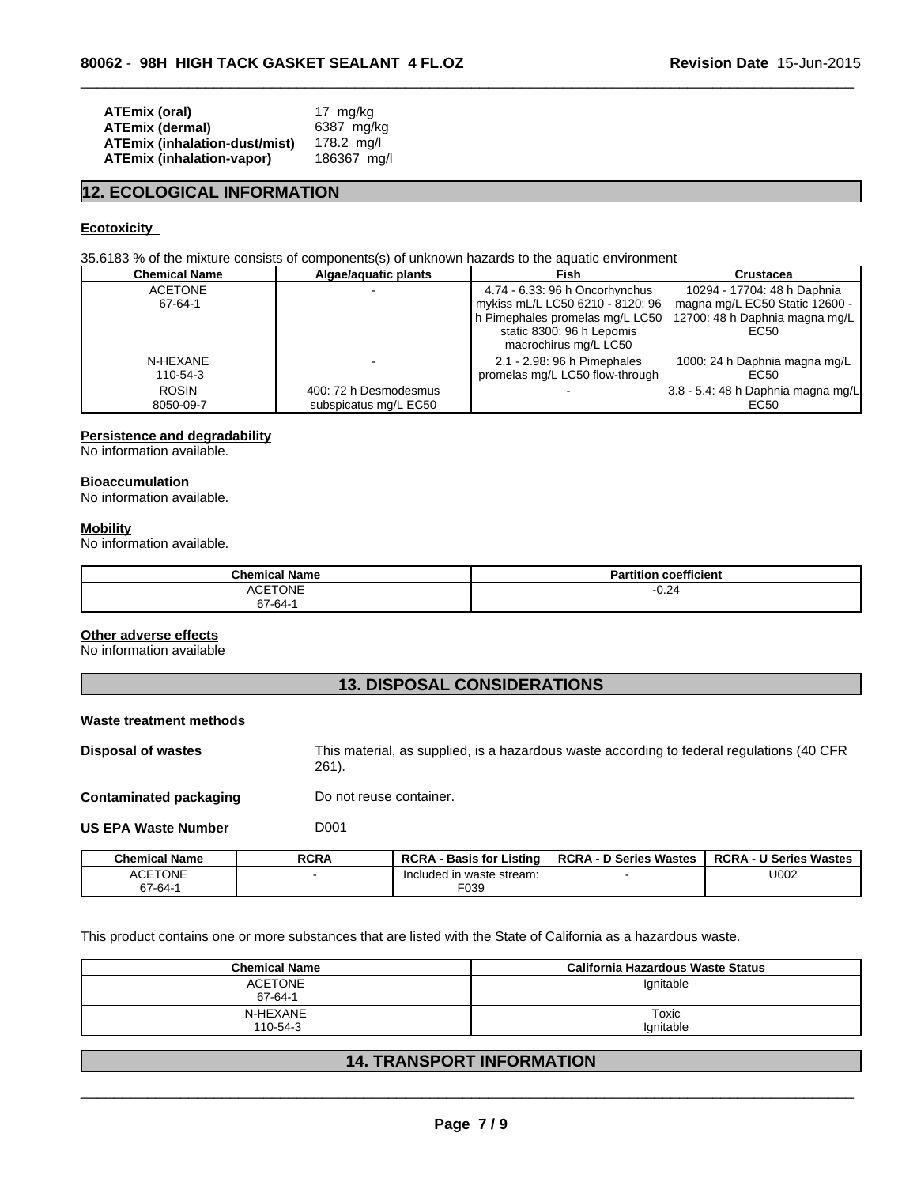| | |
|---|---|
| **ATEmix (oral)** | 17 mg/kg |
| **ATEmix (dermal)** | 6387 mg/kg |
| **ATEmix (inhalation-dust/mist)** | 178.2 mg/l |
| **ATEmix (inhalation-vapor)** | 186367 mg/l |

## 12. ECOLOGICAL INFORMATION

### Ecotoxicity

35.6183 % of the mixture consists of components(s) of unknown hazards to the aquatic environment

| Chemical Name | Algae/aquatic plants | Fish | Crustacea |
|---|---|---|---|
| ACETONE 67-64-1 | - | 4.74 - 6.33: 96 h Oncorhynchus mykiss mL/L LC50 6210 - 8120: 96 h Pimephales promelas mg/L LC50 static 8300: 96 h Lepomis macrochirus mg/L LC50 | 10294 - 17704: 48 h Daphnia magna mg/L EC50 Static 12600 - 12700: 48 h Daphnia magna mg/L EC50 |
| N-HEXANE 110-54-3 | - | 2.1 - 2.98: 96 h Pimephales promelas mg/L LC50 flow-through | 1000: 24 h Daphnia magna mg/L EC50 |
| ROSIN 8050-09-7 | 400: 72 h Desmodesmus subspicatus mg/L EC50 | - | 3.8 - 5.4: 48 h Daphnia magna mg/L EC50 |

### Persistence and degradability

No information available.

### Bioaccumulation

No information available.

### Mobility

No information available.

| Chemical Name | Partition coefficient |
|---|---|
| ACETONE 67-64-1 | -0.24 |

### Other adverse effects

No information available

## 13. DISPOSAL CONSIDERATIONS

### Waste treatment methods

**Disposal of wastes** This material, as supplied, is a hazardous waste according to federal regulations (40 CFR 261).

**Contaminated packaging** Do not reuse container.

**US EPA Waste Number** D001

| Chemical Name | RCRA | RCRA - Basis for Listing | RCRA - D Series Wastes | RCRA - U Series Wastes |
|---|---|---|---|---|
| ACETONE 67-64-1 | - | Included in waste stream: F039 | - | U002 |

This product contains one or more substances that are listed with the State of California as a hazardous waste.

| Chemical Name | California Hazardous Waste Status |
|---|---|
| ACETONE 67-64-1 | Ignitable |
| N-HEXANE 110-54-3 | Toxic Ignitable |

## 14. TRANSPORT INFORMATION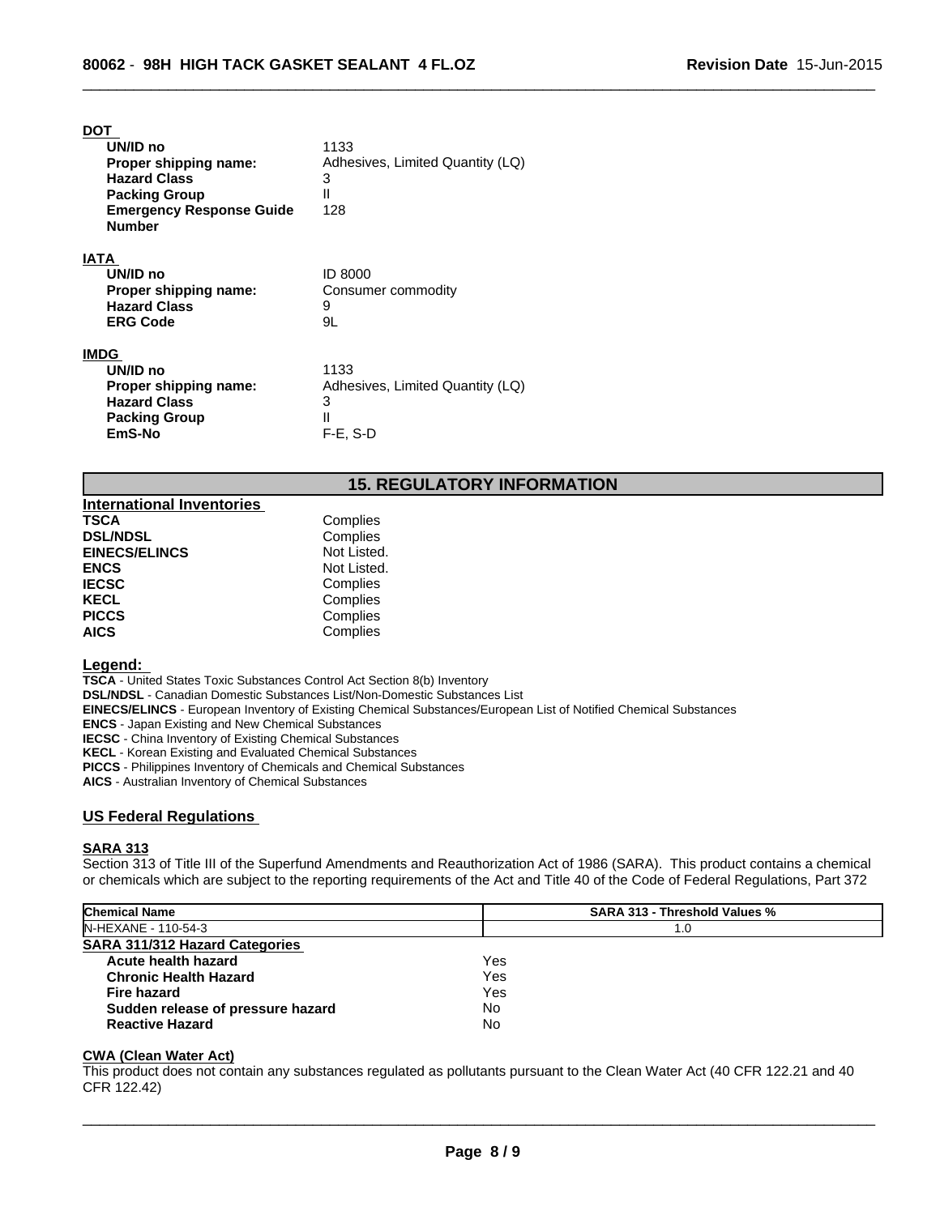### DOT

| | |
|---|---|
| **UN/ID no** | 1133 |
| **Proper shipping name:** | Adhesives, Limited Quantity (LQ) |
| **Hazard Class** | 3 |
| **Packing Group** | II |
| **Emergency Response Guide Number** | 128 |

### IATA

| | |
|---|---|
| **UN/ID no** | ID 8000 |
| **Proper shipping name:** | Consumer commodity |
| **Hazard Class** | 9 |
| **ERG Code** | 9L |

### IMDG

| | |
|---|---|
| **UN/ID no** | 1133 |
| **Proper shipping name:** | Adhesives, Limited Quantity (LQ) |
| **Hazard Class** | 3 |
| **Packing Group** | II |
| **EmS-No** | F-E, S-D |

## 15. REGULATORY INFORMATION

### International Inventories

| | |
|---|---|
| **TSCA** | Complies |
| **DSL/NDSL** | Complies |
| **EINECS/ELINCS** | Not Listed. |
| **ENCS** | Not Listed. |
| **IECSC** | Complies |
| **KECL** | Complies |
| **PICCS** | Complies |
| **AICS** | Complies |

### Legend:

**TSCA** - United States Toxic Substances Control Act Section 8(b) Inventory
**DSL/NDSL** - Canadian Domestic Substances List/Non-Domestic Substances List
**EINECS/ELINCS** - European Inventory of Existing Chemical Substances/European List of Notified Chemical Substances
**ENCS** - Japan Existing and New Chemical Substances
**IECSC** - China Inventory of Existing Chemical Substances
**KECL** - Korean Existing and Evaluated Chemical Substances
**PICCS** - Philippines Inventory of Chemicals and Chemical Substances
**AICS** - Australian Inventory of Chemical Substances

### US Federal Regulations

#### SARA 313

Section 313 of Title III of the Superfund Amendments and Reauthorization Act of 1986 (SARA). This product contains a chemical or chemicals which are subject to the reporting requirements of the Act and Title 40 of the Code of Federal Regulations, Part 372

| Chemical Name | SARA 313 - Threshold Values % |
|---|---|
| N-HEXANE - 110-54-3 | 1.0 |

#### SARA 311/312 Hazard Categories

| | |
|---|---|
| **Acute health hazard** | Yes |
| **Chronic Health Hazard** | Yes |
| **Fire hazard** | Yes |
| **Sudden release of pressure hazard** | No |
| **Reactive Hazard** | No |

#### CWA (Clean Water Act)

This product does not contain any substances regulated as pollutants pursuant to the Clean Water Act (40 CFR 122.21 and 40 CFR 122.42)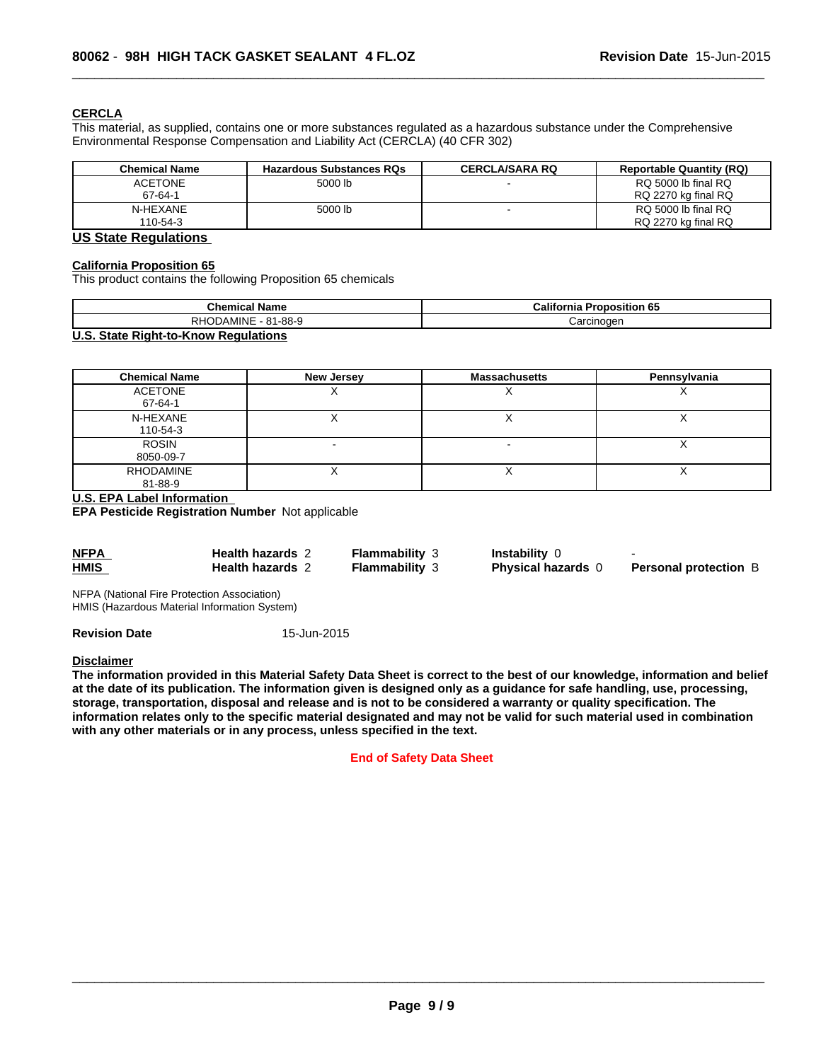#### CERCLA

This material, as supplied, contains one or more substances regulated as a hazardous substance under the Comprehensive Environmental Response Compensation and Liability Act (CERCLA) (40 CFR 302)

| Chemical Name | Hazardous Substances RQs | CERCLA/SARA RQ | Reportable Quantity (RQ) |
|---|---|---|---|
| ACETONE<br>67-64-1 | 5000 lb | - | RQ 5000 lb final RQ<br>RQ 2270 kg final RQ |
| N-HEXANE<br>110-54-3 | 5000 lb | - | RQ 5000 lb final RQ<br>RQ 2270 kg final RQ |

### US State Regulations

#### California Proposition 65

This product contains the following Proposition 65 chemicals

| Chemical Name | California Proposition 65 |
|---|---|
| RHODAMINE - 81-88-9 | Carcinogen |

#### U.S. State Right-to-Know Regulations

| Chemical Name | New Jersey | Massachusetts | Pennsylvania |
|---|---|---|---|
| ACETONE<br>67-64-1 | X | X | X |
| N-HEXANE<br>110-54-3 | X | X | X |
| ROSIN<br>8050-09-7 | - | - | X |
| RHODAMINE<br>81-88-9 | X | X | X |

#### U.S. EPA Label Information

**EPA Pesticide Registration Number** Not applicable

| | | | | |
|---|---|---|---|---|
| **NFPA** | **Health hazards** 2 | **Flammability** 3 | **Instability** 0 | - |
| **HMIS** | **Health hazards** 2 | **Flammability** 3 | **Physical hazards** 0 | **Personal protection** B |

NFPA (National Fire Protection Association)
HMIS (Hazardous Material Information System)

**Revision Date** 15-Jun-2015

#### Disclaimer

**The information provided in this Material Safety Data Sheet is correct to the best of our knowledge, information and belief at the date of its publication. The information given is designed only as a guidance for safe handling, use, processing, storage, transportation, disposal and release and is not to be considered a warranty or quality specification. The information relates only to the specific material designated and may not be valid for such material used in combination with any other materials or in any process, unless specified in the text.**

**End of Safety Data Sheet**